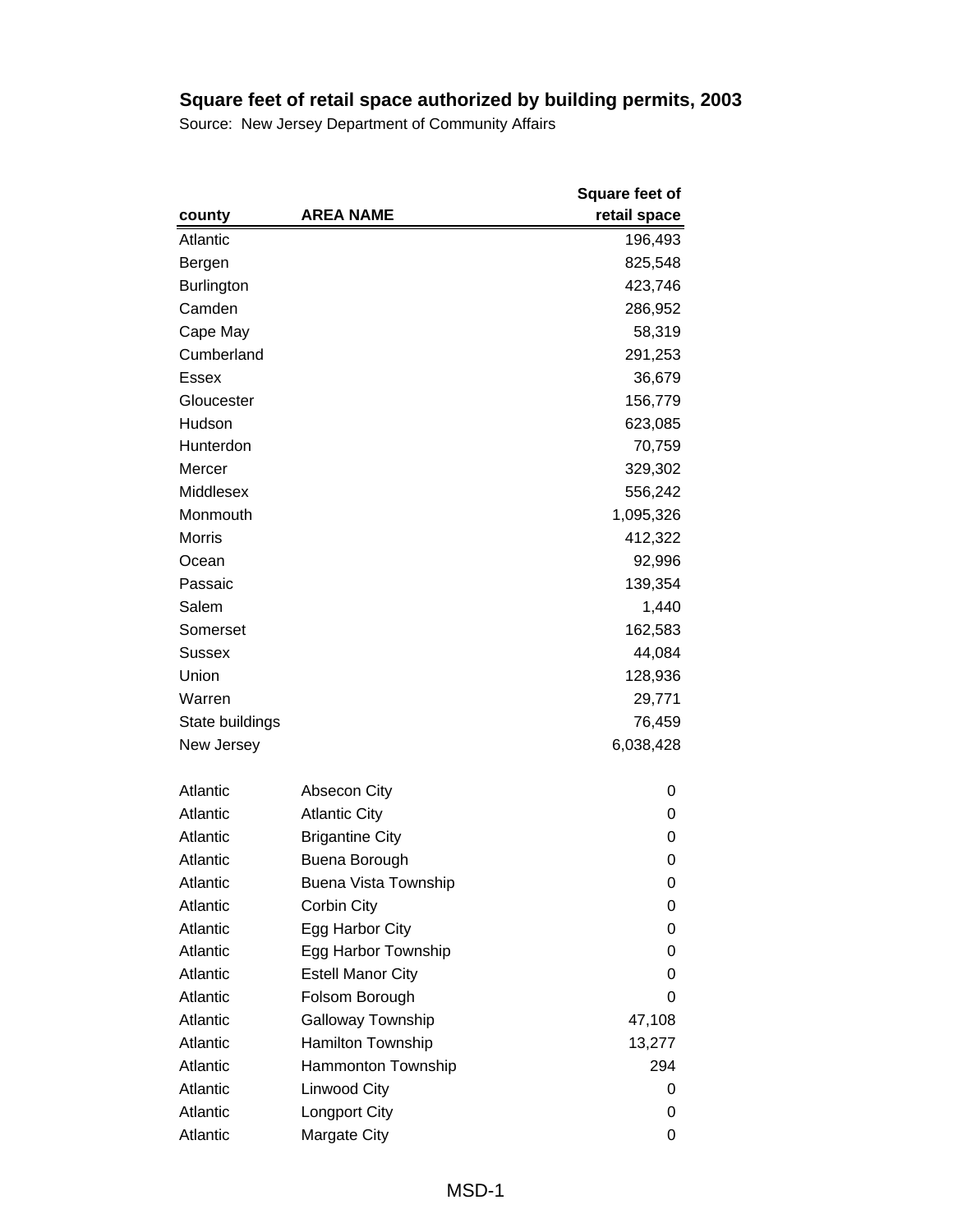# Square feet of retail space authorized by building permits, 2003

Source: New Jersey Department of Community Affairs

| county | AREA NAME | Square feet of retail space |
|---|---|---|
| Atlantic | | 196,493 |
| Bergen | | 825,548 |
| Burlington | | 423,746 |
| Camden | | 286,952 |
| Cape May | | 58,319 |
| Cumberland | | 291,253 |
| Essex | | 36,679 |
| Gloucester | | 156,779 |
| Hudson | | 623,085 |
| Hunterdon | | 70,759 |
| Mercer | | 329,302 |
| Middlesex | | 556,242 |
| Monmouth | | 1,095,326 |
| Morris | | 412,322 |
| Ocean | | 92,996 |
| Passaic | | 139,354 |
| Salem | | 1,440 |
| Somerset | | 162,583 |
| Sussex | | 44,084 |
| Union | | 128,936 |
| Warren | | 29,771 |
| State buildings | | 76,459 |
| New Jersey | | 6,038,428 |
| | | |
| Atlantic | Absecon City | 0 |
| Atlantic | Atlantic City | 0 |
| Atlantic | Brigantine City | 0 |
| Atlantic | Buena Borough | 0 |
| Atlantic | Buena Vista Township | 0 |
| Atlantic | Corbin City | 0 |
| Atlantic | Egg Harbor City | 0 |
| Atlantic | Egg Harbor Township | 0 |
| Atlantic | Estell Manor City | 0 |
| Atlantic | Folsom Borough | 0 |
| Atlantic | Galloway Township | 47,108 |
| Atlantic | Hamilton Township | 13,277 |
| Atlantic | Hammonton Township | 294 |
| Atlantic | Linwood City | 0 |
| Atlantic | Longport City | 0 |
| Atlantic | Margate City | 0 |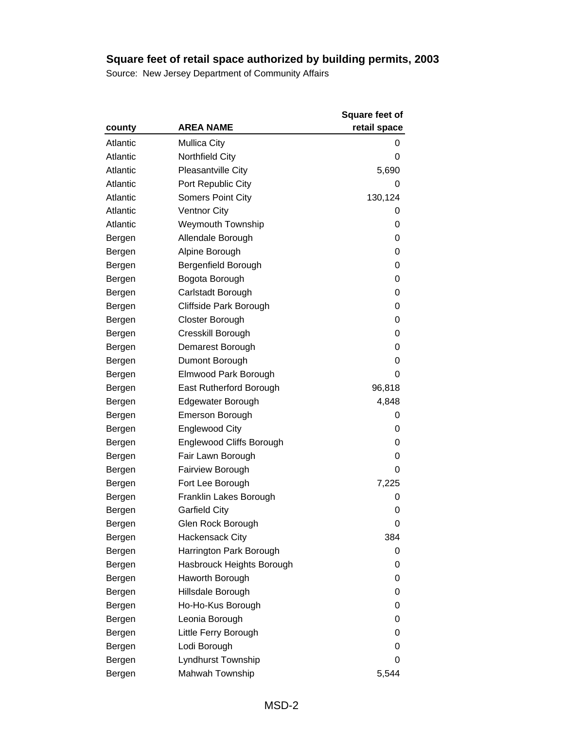**Square feet of retail space authorized by building permits, 2003**

Source: New Jersey Department of Community Affairs

| county | AREA NAME | Square feet of retail space |
|---|---|---|
| Atlantic | Mullica City | 0 |
| Atlantic | Northfield City | 0 |
| Atlantic | Pleasantville City | 5,690 |
| Atlantic | Port Republic City | 0 |
| Atlantic | Somers Point City | 130,124 |
| Atlantic | Ventnor City | 0 |
| Atlantic | Weymouth Township | 0 |
| Bergen | Allendale Borough | 0 |
| Bergen | Alpine Borough | 0 |
| Bergen | Bergenfield Borough | 0 |
| Bergen | Bogota Borough | 0 |
| Bergen | Carlstadt Borough | 0 |
| Bergen | Cliffside Park Borough | 0 |
| Bergen | Closter Borough | 0 |
| Bergen | Cresskill Borough | 0 |
| Bergen | Demarest Borough | 0 |
| Bergen | Dumont Borough | 0 |
| Bergen | Elmwood Park Borough | 0 |
| Bergen | East Rutherford Borough | 96,818 |
| Bergen | Edgewater Borough | 4,848 |
| Bergen | Emerson Borough | 0 |
| Bergen | Englewood City | 0 |
| Bergen | Englewood Cliffs Borough | 0 |
| Bergen | Fair Lawn Borough | 0 |
| Bergen | Fairview Borough | 0 |
| Bergen | Fort Lee Borough | 7,225 |
| Bergen | Franklin Lakes Borough | 0 |
| Bergen | Garfield City | 0 |
| Bergen | Glen Rock Borough | 0 |
| Bergen | Hackensack City | 384 |
| Bergen | Harrington Park Borough | 0 |
| Bergen | Hasbrouck Heights Borough | 0 |
| Bergen | Haworth Borough | 0 |
| Bergen | Hillsdale Borough | 0 |
| Bergen | Ho-Ho-Kus Borough | 0 |
| Bergen | Leonia Borough | 0 |
| Bergen | Little Ferry Borough | 0 |
| Bergen | Lodi Borough | 0 |
| Bergen | Lyndhurst Township | 0 |
| Bergen | Mahwah Township | 5,544 |

MSD-2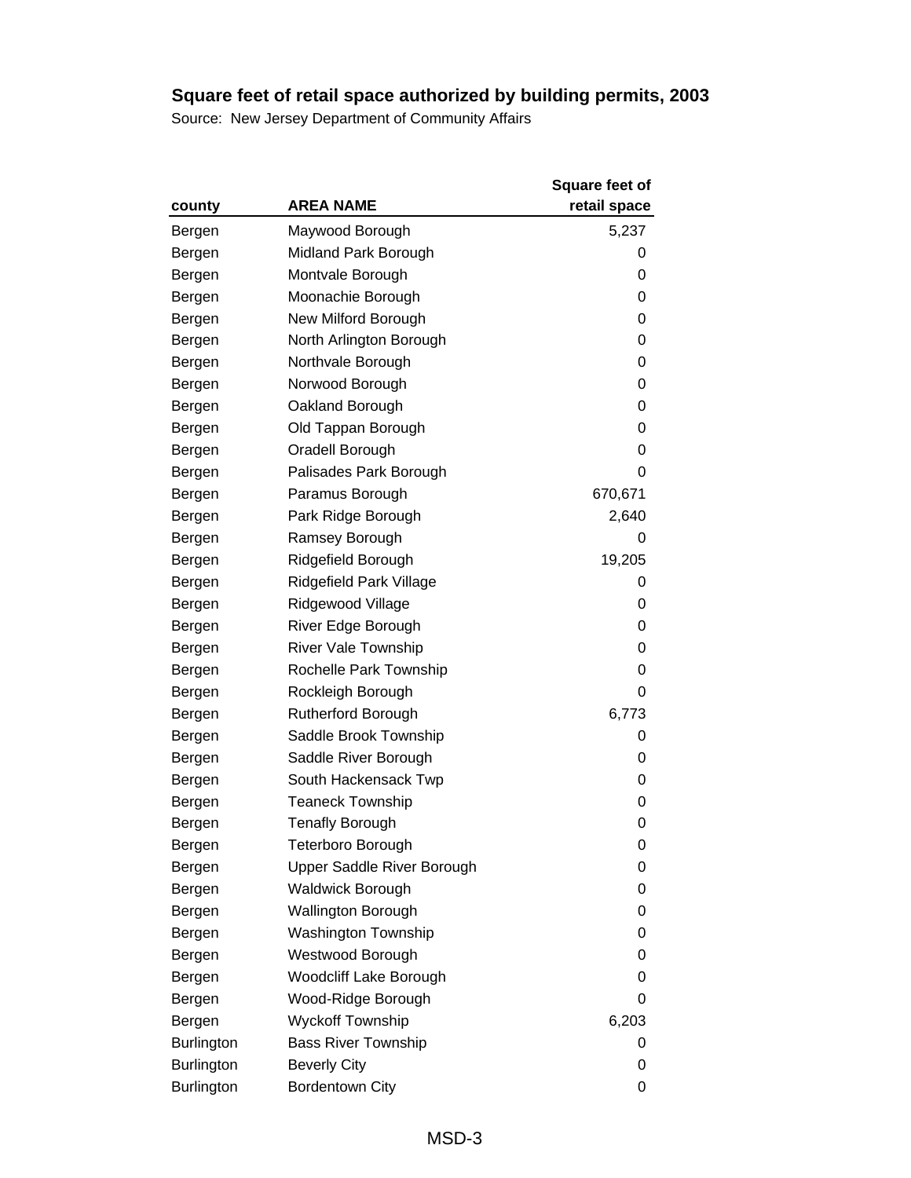## Square feet of retail space authorized by building permits, 2003

Source: New Jersey Department of Community Affairs

| county | AREA NAME | Square feet of retail space |
|---|---|---|
| Bergen | Maywood Borough | 5,237 |
| Bergen | Midland Park Borough | 0 |
| Bergen | Montvale Borough | 0 |
| Bergen | Moonachie Borough | 0 |
| Bergen | New Milford Borough | 0 |
| Bergen | North Arlington Borough | 0 |
| Bergen | Northvale Borough | 0 |
| Bergen | Norwood Borough | 0 |
| Bergen | Oakland Borough | 0 |
| Bergen | Old Tappan Borough | 0 |
| Bergen | Oradell Borough | 0 |
| Bergen | Palisades Park Borough | 0 |
| Bergen | Paramus Borough | 670,671 |
| Bergen | Park Ridge Borough | 2,640 |
| Bergen | Ramsey Borough | 0 |
| Bergen | Ridgefield Borough | 19,205 |
| Bergen | Ridgefield Park Village | 0 |
| Bergen | Ridgewood Village | 0 |
| Bergen | River Edge Borough | 0 |
| Bergen | River Vale Township | 0 |
| Bergen | Rochelle Park Township | 0 |
| Bergen | Rockleigh Borough | 0 |
| Bergen | Rutherford Borough | 6,773 |
| Bergen | Saddle Brook Township | 0 |
| Bergen | Saddle River Borough | 0 |
| Bergen | South Hackensack Twp | 0 |
| Bergen | Teaneck Township | 0 |
| Bergen | Tenafly Borough | 0 |
| Bergen | Teterboro Borough | 0 |
| Bergen | Upper Saddle River Borough | 0 |
| Bergen | Waldwick Borough | 0 |
| Bergen | Wallington Borough | 0 |
| Bergen | Washington Township | 0 |
| Bergen | Westwood Borough | 0 |
| Bergen | Woodcliff Lake Borough | 0 |
| Bergen | Wood-Ridge Borough | 0 |
| Bergen | Wyckoff Township | 6,203 |
| Burlington | Bass River Township | 0 |
| Burlington | Beverly City | 0 |
| Burlington | Bordentown City | 0 |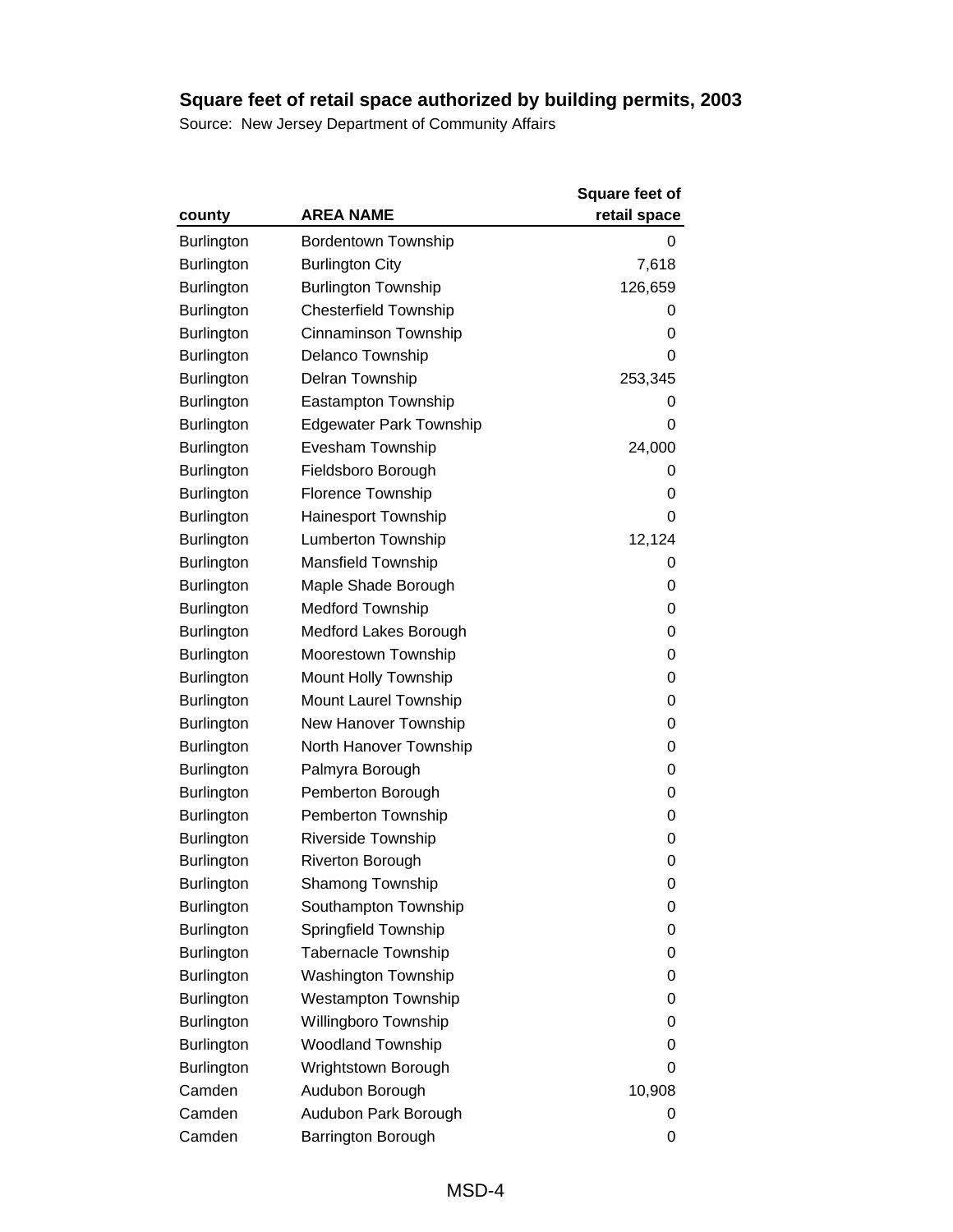## Square feet of retail space authorized by building permits, 2003

Source: New Jersey Department of Community Affairs

| county | AREA NAME | Square feet of retail space |
|---|---|---|
| Burlington | Bordentown Township | 0 |
| Burlington | Burlington City | 7,618 |
| Burlington | Burlington Township | 126,659 |
| Burlington | Chesterfield Township | 0 |
| Burlington | Cinnaminson Township | 0 |
| Burlington | Delanco Township | 0 |
| Burlington | Delran Township | 253,345 |
| Burlington | Eastampton Township | 0 |
| Burlington | Edgewater Park Township | 0 |
| Burlington | Evesham Township | 24,000 |
| Burlington | Fieldsboro Borough | 0 |
| Burlington | Florence Township | 0 |
| Burlington | Hainesport Township | 0 |
| Burlington | Lumberton Township | 12,124 |
| Burlington | Mansfield Township | 0 |
| Burlington | Maple Shade Borough | 0 |
| Burlington | Medford Township | 0 |
| Burlington | Medford Lakes Borough | 0 |
| Burlington | Moorestown Township | 0 |
| Burlington | Mount Holly Township | 0 |
| Burlington | Mount Laurel Township | 0 |
| Burlington | New Hanover Township | 0 |
| Burlington | North Hanover Township | 0 |
| Burlington | Palmyra Borough | 0 |
| Burlington | Pemberton Borough | 0 |
| Burlington | Pemberton Township | 0 |
| Burlington | Riverside Township | 0 |
| Burlington | Riverton Borough | 0 |
| Burlington | Shamong Township | 0 |
| Burlington | Southampton Township | 0 |
| Burlington | Springfield Township | 0 |
| Burlington | Tabernacle Township | 0 |
| Burlington | Washington Township | 0 |
| Burlington | Westampton Township | 0 |
| Burlington | Willingboro Township | 0 |
| Burlington | Woodland Township | 0 |
| Burlington | Wrightstown Borough | 0 |
| Camden | Audubon Borough | 10,908 |
| Camden | Audubon Park Borough | 0 |
| Camden | Barrington Borough | 0 |

MSD-4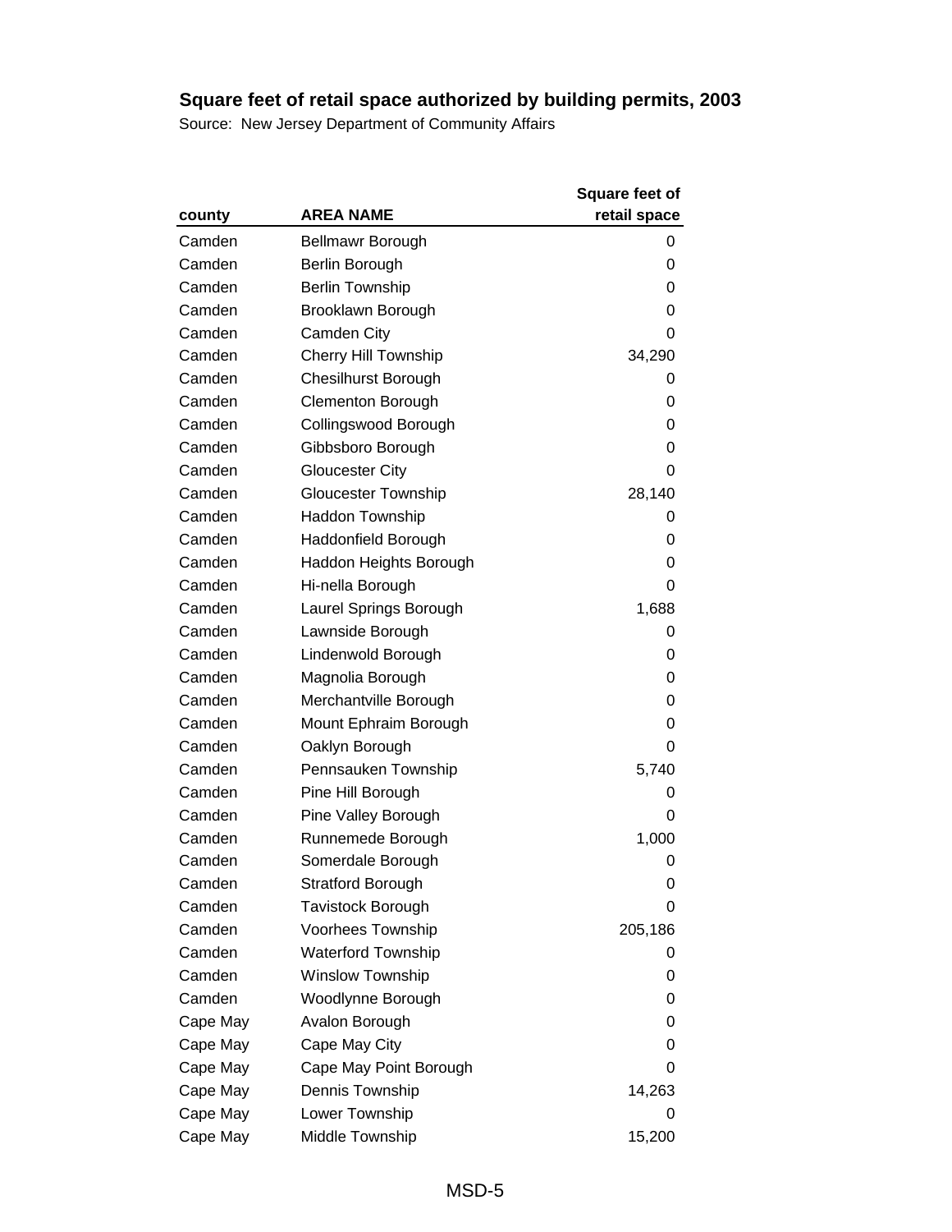# Square feet of retail space authorized by building permits, 2003

Source: New Jersey Department of Community Affairs

| county | AREA NAME | Square feet of retail space |
|---|---|---|
| Camden | Bellmawr Borough | 0 |
| Camden | Berlin Borough | 0 |
| Camden | Berlin Township | 0 |
| Camden | Brooklawn Borough | 0 |
| Camden | Camden City | 0 |
| Camden | Cherry Hill Township | 34,290 |
| Camden | Chesilhurst Borough | 0 |
| Camden | Clementon Borough | 0 |
| Camden | Collingswood Borough | 0 |
| Camden | Gibbsboro Borough | 0 |
| Camden | Gloucester City | 0 |
| Camden | Gloucester Township | 28,140 |
| Camden | Haddon Township | 0 |
| Camden | Haddonfield Borough | 0 |
| Camden | Haddon Heights Borough | 0 |
| Camden | Hi-nella Borough | 0 |
| Camden | Laurel Springs Borough | 1,688 |
| Camden | Lawnside Borough | 0 |
| Camden | Lindenwold Borough | 0 |
| Camden | Magnolia Borough | 0 |
| Camden | Merchantville Borough | 0 |
| Camden | Mount Ephraim Borough | 0 |
| Camden | Oaklyn Borough | 0 |
| Camden | Pennsauken Township | 5,740 |
| Camden | Pine Hill Borough | 0 |
| Camden | Pine Valley Borough | 0 |
| Camden | Runnemede Borough | 1,000 |
| Camden | Somerdale Borough | 0 |
| Camden | Stratford Borough | 0 |
| Camden | Tavistock Borough | 0 |
| Camden | Voorhees Township | 205,186 |
| Camden | Waterford Township | 0 |
| Camden | Winslow Township | 0 |
| Camden | Woodlynne Borough | 0 |
| Cape May | Avalon Borough | 0 |
| Cape May | Cape May City | 0 |
| Cape May | Cape May Point Borough | 0 |
| Cape May | Dennis Township | 14,263 |
| Cape May | Lower Township | 0 |
| Cape May | Middle Township | 15,200 |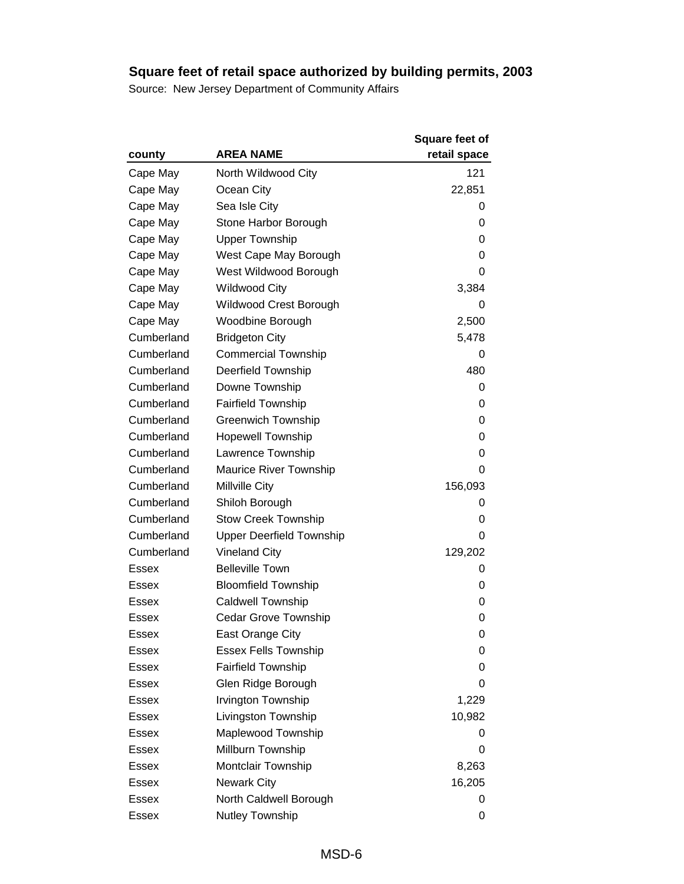**Square feet of retail space authorized by building permits, 2003**

Source: New Jersey Department of Community Affairs

| county | AREA NAME | Square feet of retail space |
|---|---|---|
| Cape May | North Wildwood City | 121 |
| Cape May | Ocean City | 22,851 |
| Cape May | Sea Isle City | 0 |
| Cape May | Stone Harbor Borough | 0 |
| Cape May | Upper Township | 0 |
| Cape May | West Cape May Borough | 0 |
| Cape May | West Wildwood Borough | 0 |
| Cape May | Wildwood City | 3,384 |
| Cape May | Wildwood Crest Borough | 0 |
| Cape May | Woodbine Borough | 2,500 |
| Cumberland | Bridgeton City | 5,478 |
| Cumberland | Commercial Township | 0 |
| Cumberland | Deerfield Township | 480 |
| Cumberland | Downe Township | 0 |
| Cumberland | Fairfield Township | 0 |
| Cumberland | Greenwich Township | 0 |
| Cumberland | Hopewell Township | 0 |
| Cumberland | Lawrence Township | 0 |
| Cumberland | Maurice River Township | 0 |
| Cumberland | Millville City | 156,093 |
| Cumberland | Shiloh Borough | 0 |
| Cumberland | Stow Creek Township | 0 |
| Cumberland | Upper Deerfield Township | 0 |
| Cumberland | Vineland City | 129,202 |
| Essex | Belleville Town | 0 |
| Essex | Bloomfield Township | 0 |
| Essex | Caldwell Township | 0 |
| Essex | Cedar Grove Township | 0 |
| Essex | East Orange City | 0 |
| Essex | Essex Fells Township | 0 |
| Essex | Fairfield Township | 0 |
| Essex | Glen Ridge Borough | 0 |
| Essex | Irvington Township | 1,229 |
| Essex | Livingston Township | 10,982 |
| Essex | Maplewood Township | 0 |
| Essex | Millburn Township | 0 |
| Essex | Montclair Township | 8,263 |
| Essex | Newark City | 16,205 |
| Essex | North Caldwell Borough | 0 |
| Essex | Nutley Township | 0 |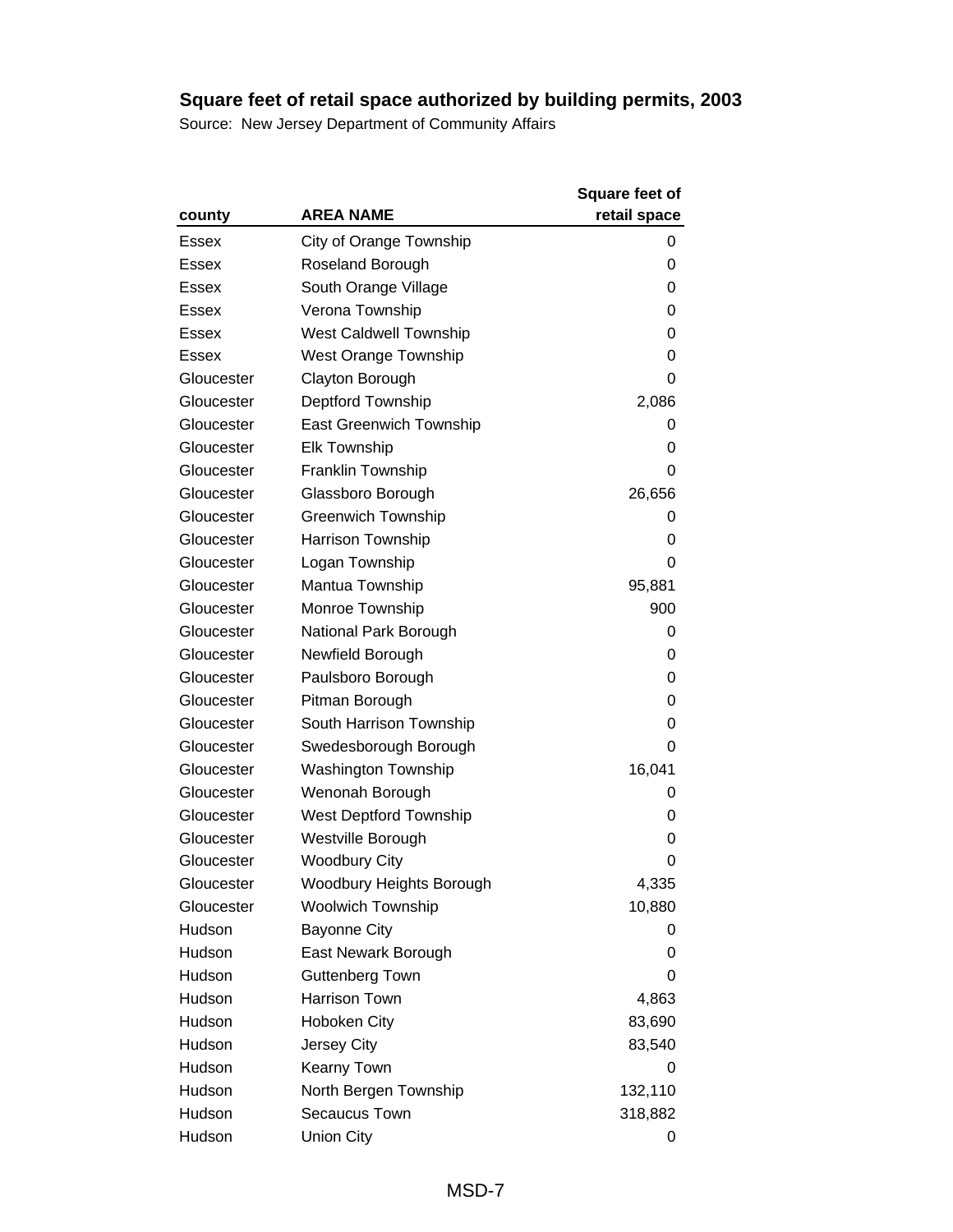## Square feet of retail space authorized by building permits, 2003

Source: New Jersey Department of Community Affairs

| county | AREA NAME | Square feet of retail space |
|---|---|---|
| Essex | City of Orange Township | 0 |
| Essex | Roseland Borough | 0 |
| Essex | South Orange Village | 0 |
| Essex | Verona Township | 0 |
| Essex | West Caldwell Township | 0 |
| Essex | West Orange Township | 0 |
| Gloucester | Clayton Borough | 0 |
| Gloucester | Deptford Township | 2,086 |
| Gloucester | East Greenwich Township | 0 |
| Gloucester | Elk Township | 0 |
| Gloucester | Franklin Township | 0 |
| Gloucester | Glassboro Borough | 26,656 |
| Gloucester | Greenwich Township | 0 |
| Gloucester | Harrison Township | 0 |
| Gloucester | Logan Township | 0 |
| Gloucester | Mantua Township | 95,881 |
| Gloucester | Monroe Township | 900 |
| Gloucester | National Park Borough | 0 |
| Gloucester | Newfield Borough | 0 |
| Gloucester | Paulsboro Borough | 0 |
| Gloucester | Pitman Borough | 0 |
| Gloucester | South Harrison Township | 0 |
| Gloucester | Swedesborough Borough | 0 |
| Gloucester | Washington Township | 16,041 |
| Gloucester | Wenonah Borough | 0 |
| Gloucester | West Deptford Township | 0 |
| Gloucester | Westville Borough | 0 |
| Gloucester | Woodbury City | 0 |
| Gloucester | Woodbury Heights Borough | 4,335 |
| Gloucester | Woolwich Township | 10,880 |
| Hudson | Bayonne City | 0 |
| Hudson | East Newark Borough | 0 |
| Hudson | Guttenberg Town | 0 |
| Hudson | Harrison Town | 4,863 |
| Hudson | Hoboken City | 83,690 |
| Hudson | Jersey City | 83,540 |
| Hudson | Kearny Town | 0 |
| Hudson | North Bergen Township | 132,110 |
| Hudson | Secaucus Town | 318,882 |
| Hudson | Union City | 0 |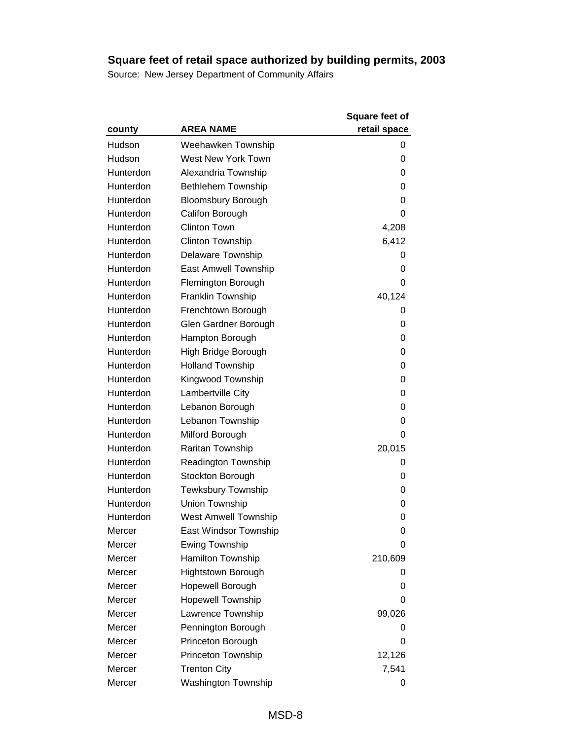# Square feet of retail space authorized by building permits, 2003

Source: New Jersey Department of Community Affairs

| county | AREA NAME | Square feet of retail space |
|---|---|---|
| Hudson | Weehawken Township | 0 |
| Hudson | West New York Town | 0 |
| Hunterdon | Alexandria Township | 0 |
| Hunterdon | Bethlehem Township | 0 |
| Hunterdon | Bloomsbury Borough | 0 |
| Hunterdon | Califon Borough | 0 |
| Hunterdon | Clinton Town | 4,208 |
| Hunterdon | Clinton Township | 6,412 |
| Hunterdon | Delaware Township | 0 |
| Hunterdon | East Amwell Township | 0 |
| Hunterdon | Flemington Borough | 0 |
| Hunterdon | Franklin Township | 40,124 |
| Hunterdon | Frenchtown Borough | 0 |
| Hunterdon | Glen Gardner Borough | 0 |
| Hunterdon | Hampton Borough | 0 |
| Hunterdon | High Bridge Borough | 0 |
| Hunterdon | Holland Township | 0 |
| Hunterdon | Kingwood Township | 0 |
| Hunterdon | Lambertville City | 0 |
| Hunterdon | Lebanon Borough | 0 |
| Hunterdon | Lebanon Township | 0 |
| Hunterdon | Milford Borough | 0 |
| Hunterdon | Raritan Township | 20,015 |
| Hunterdon | Readington Township | 0 |
| Hunterdon | Stockton Borough | 0 |
| Hunterdon | Tewksbury Township | 0 |
| Hunterdon | Union Township | 0 |
| Hunterdon | West Amwell Township | 0 |
| Mercer | East Windsor Township | 0 |
| Mercer | Ewing Township | 0 |
| Mercer | Hamilton Township | 210,609 |
| Mercer | Hightstown Borough | 0 |
| Mercer | Hopewell Borough | 0 |
| Mercer | Hopewell Township | 0 |
| Mercer | Lawrence Township | 99,026 |
| Mercer | Pennington Borough | 0 |
| Mercer | Princeton Borough | 0 |
| Mercer | Princeton Township | 12,126 |
| Mercer | Trenton City | 7,541 |
| Mercer | Washington Township | 0 |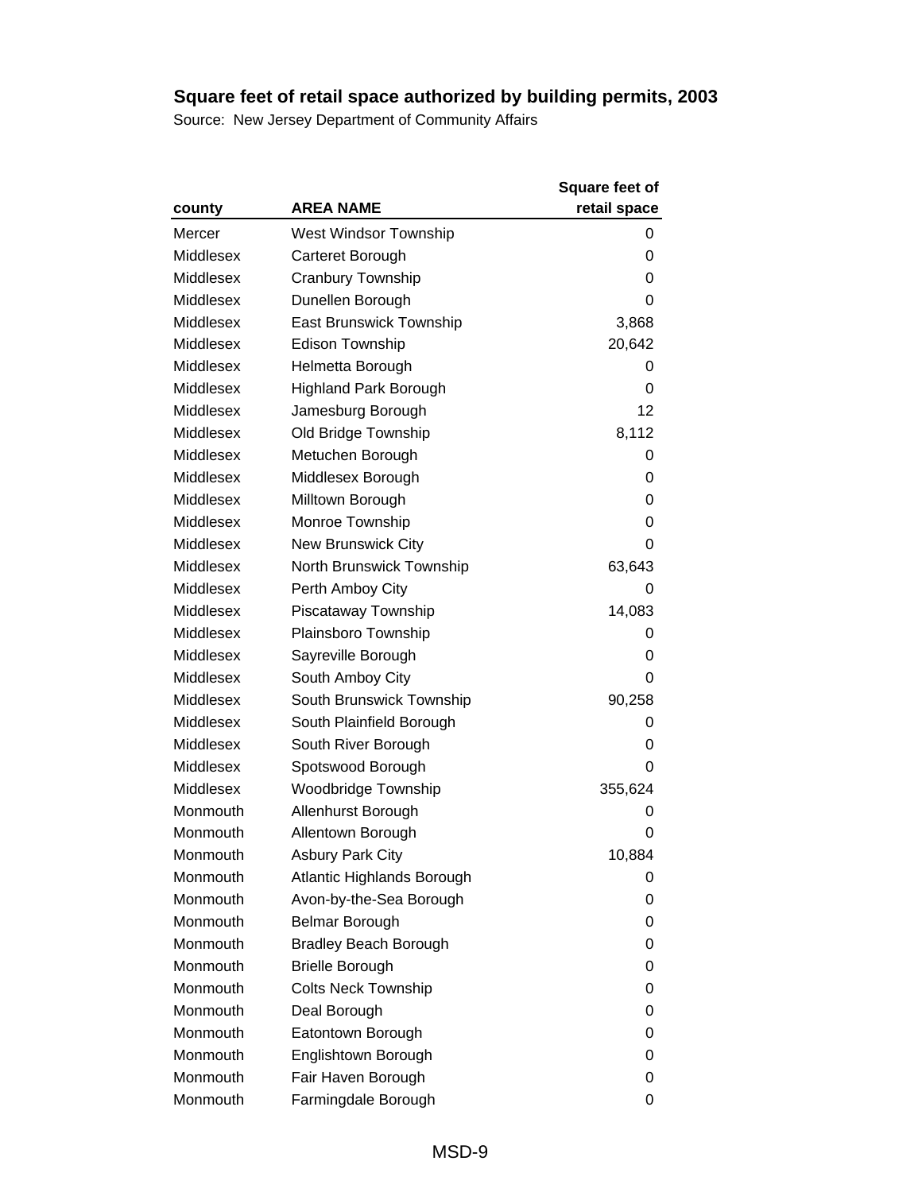## Square feet of retail space authorized by building permits, 2003

Source: New Jersey Department of Community Affairs

| county | AREA NAME | Square feet of retail space |
|---|---|---|
| Mercer | West Windsor Township | 0 |
| Middlesex | Carteret Borough | 0 |
| Middlesex | Cranbury Township | 0 |
| Middlesex | Dunellen Borough | 0 |
| Middlesex | East Brunswick Township | 3,868 |
| Middlesex | Edison Township | 20,642 |
| Middlesex | Helmetta Borough | 0 |
| Middlesex | Highland Park Borough | 0 |
| Middlesex | Jamesburg Borough | 12 |
| Middlesex | Old Bridge Township | 8,112 |
| Middlesex | Metuchen Borough | 0 |
| Middlesex | Middlesex Borough | 0 |
| Middlesex | Milltown Borough | 0 |
| Middlesex | Monroe Township | 0 |
| Middlesex | New Brunswick City | 0 |
| Middlesex | North Brunswick Township | 63,643 |
| Middlesex | Perth Amboy City | 0 |
| Middlesex | Piscataway Township | 14,083 |
| Middlesex | Plainsboro Township | 0 |
| Middlesex | Sayreville Borough | 0 |
| Middlesex | South Amboy City | 0 |
| Middlesex | South Brunswick Township | 90,258 |
| Middlesex | South Plainfield Borough | 0 |
| Middlesex | South River Borough | 0 |
| Middlesex | Spotswood Borough | 0 |
| Middlesex | Woodbridge Township | 355,624 |
| Monmouth | Allenhurst Borough | 0 |
| Monmouth | Allentown Borough | 0 |
| Monmouth | Asbury Park City | 10,884 |
| Monmouth | Atlantic Highlands Borough | 0 |
| Monmouth | Avon-by-the-Sea Borough | 0 |
| Monmouth | Belmar Borough | 0 |
| Monmouth | Bradley Beach Borough | 0 |
| Monmouth | Brielle Borough | 0 |
| Monmouth | Colts Neck Township | 0 |
| Monmouth | Deal Borough | 0 |
| Monmouth | Eatontown Borough | 0 |
| Monmouth | Englishtown Borough | 0 |
| Monmouth | Fair Haven Borough | 0 |
| Monmouth | Farmingdale Borough | 0 |

MSD-9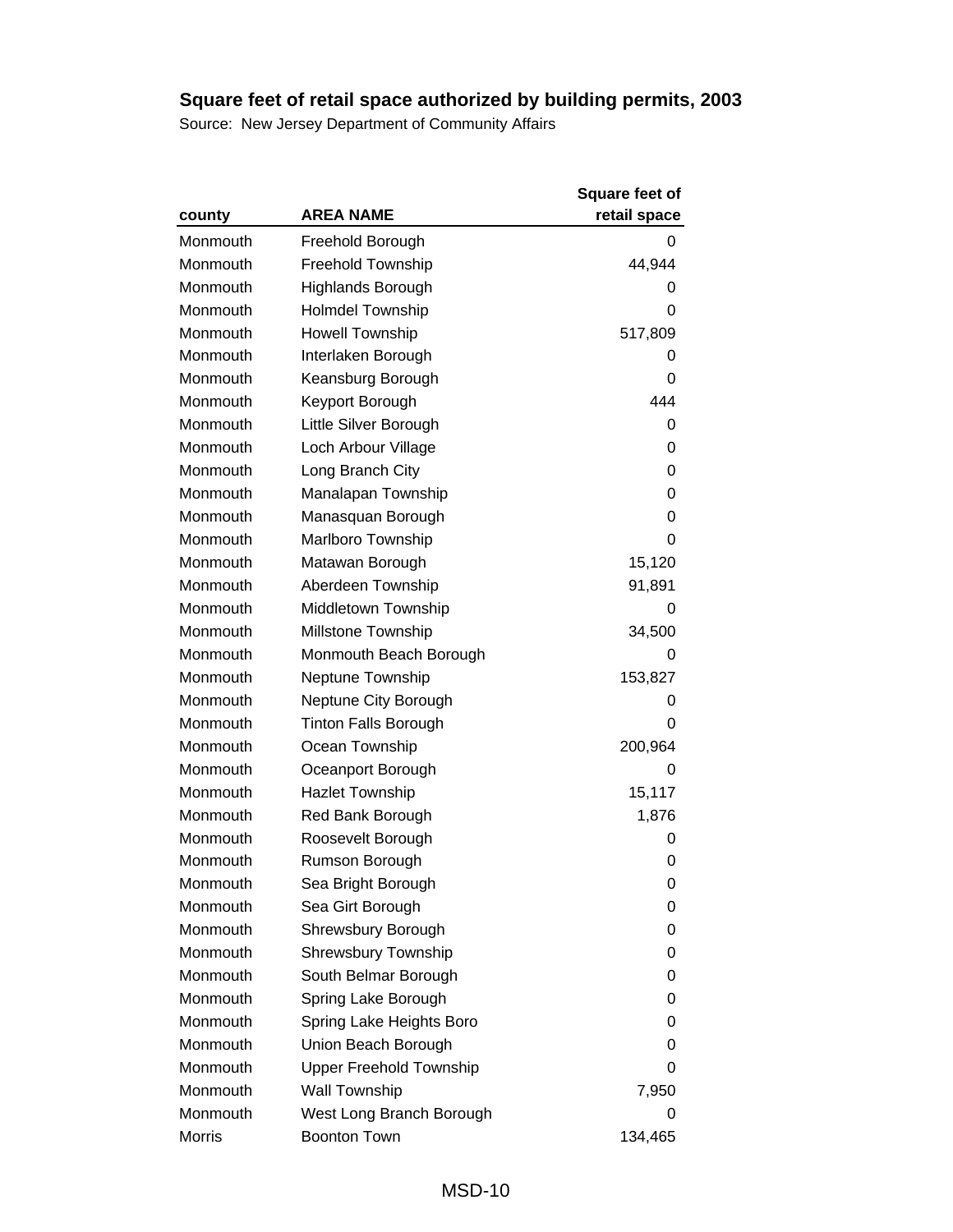## Square feet of retail space authorized by building permits, 2003

Source: New Jersey Department of Community Affairs

| county | AREA NAME | Square feet of retail space |
|---|---|---|
| Monmouth | Freehold Borough | 0 |
| Monmouth | Freehold Township | 44,944 |
| Monmouth | Highlands Borough | 0 |
| Monmouth | Holmdel Township | 0 |
| Monmouth | Howell Township | 517,809 |
| Monmouth | Interlaken Borough | 0 |
| Monmouth | Keansburg Borough | 0 |
| Monmouth | Keyport Borough | 444 |
| Monmouth | Little Silver Borough | 0 |
| Monmouth | Loch Arbour Village | 0 |
| Monmouth | Long Branch City | 0 |
| Monmouth | Manalapan Township | 0 |
| Monmouth | Manasquan Borough | 0 |
| Monmouth | Marlboro Township | 0 |
| Monmouth | Matawan Borough | 15,120 |
| Monmouth | Aberdeen Township | 91,891 |
| Monmouth | Middletown Township | 0 |
| Monmouth | Millstone Township | 34,500 |
| Monmouth | Monmouth Beach Borough | 0 |
| Monmouth | Neptune Township | 153,827 |
| Monmouth | Neptune City Borough | 0 |
| Monmouth | Tinton Falls Borough | 0 |
| Monmouth | Ocean Township | 200,964 |
| Monmouth | Oceanport Borough | 0 |
| Monmouth | Hazlet Township | 15,117 |
| Monmouth | Red Bank Borough | 1,876 |
| Monmouth | Roosevelt Borough | 0 |
| Monmouth | Rumson Borough | 0 |
| Monmouth | Sea Bright Borough | 0 |
| Monmouth | Sea Girt Borough | 0 |
| Monmouth | Shrewsbury Borough | 0 |
| Monmouth | Shrewsbury Township | 0 |
| Monmouth | South Belmar Borough | 0 |
| Monmouth | Spring Lake Borough | 0 |
| Monmouth | Spring Lake Heights Boro | 0 |
| Monmouth | Union Beach Borough | 0 |
| Monmouth | Upper Freehold Township | 0 |
| Monmouth | Wall Township | 7,950 |
| Monmouth | West Long Branch Borough | 0 |
| Morris | Boonton Town | 134,465 |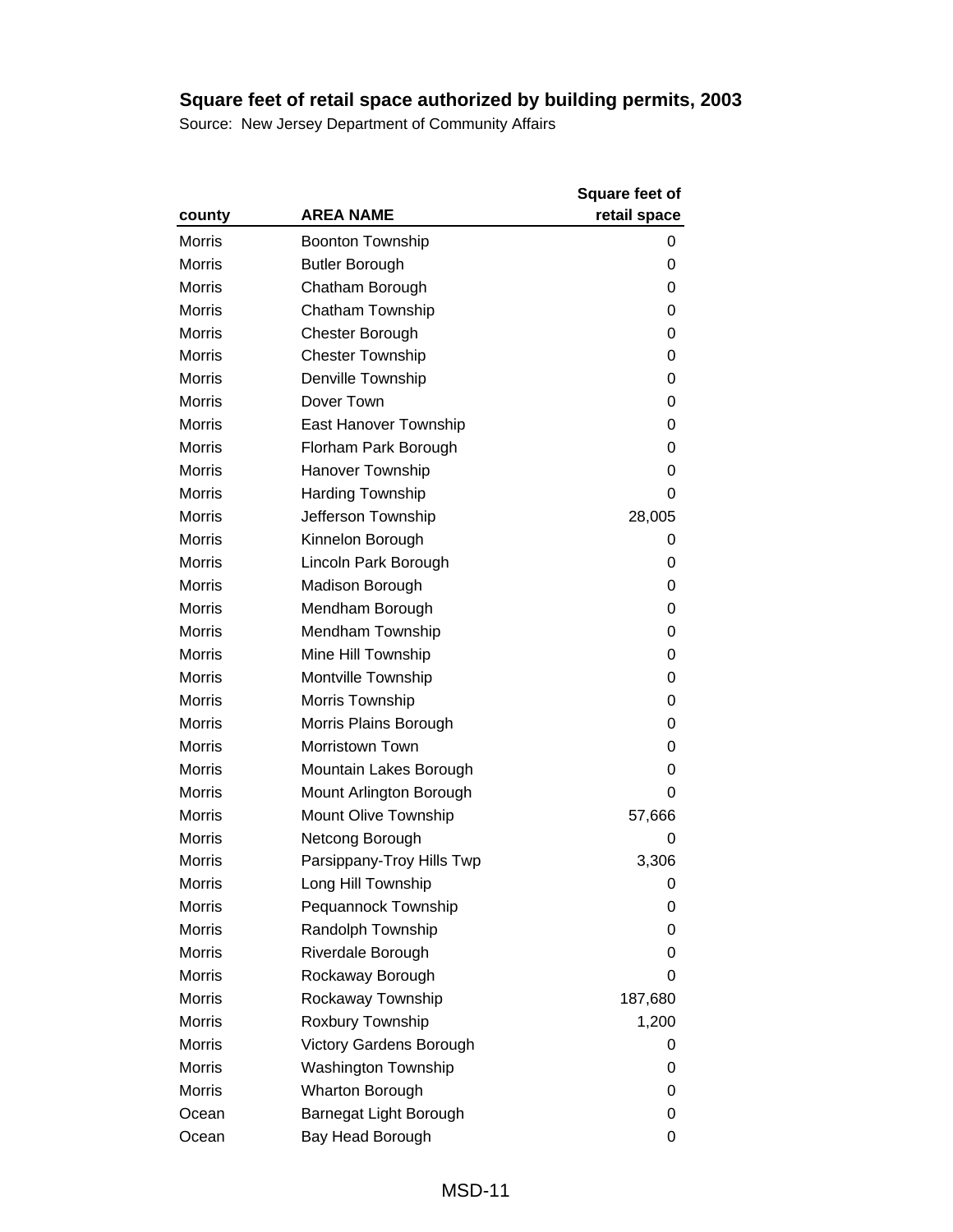## Square feet of retail space authorized by building permits, 2003

Source: New Jersey Department of Community Affairs

| county | AREA NAME | Square feet of retail space |
|---|---|---|
| Morris | Boonton Township | 0 |
| Morris | Butler Borough | 0 |
| Morris | Chatham Borough | 0 |
| Morris | Chatham Township | 0 |
| Morris | Chester Borough | 0 |
| Morris | Chester Township | 0 |
| Morris | Denville Township | 0 |
| Morris | Dover Town | 0 |
| Morris | East Hanover Township | 0 |
| Morris | Florham Park Borough | 0 |
| Morris | Hanover Township | 0 |
| Morris | Harding Township | 0 |
| Morris | Jefferson Township | 28,005 |
| Morris | Kinnelon Borough | 0 |
| Morris | Lincoln Park Borough | 0 |
| Morris | Madison Borough | 0 |
| Morris | Mendham Borough | 0 |
| Morris | Mendham Township | 0 |
| Morris | Mine Hill Township | 0 |
| Morris | Montville Township | 0 |
| Morris | Morris Township | 0 |
| Morris | Morris Plains Borough | 0 |
| Morris | Morristown Town | 0 |
| Morris | Mountain Lakes Borough | 0 |
| Morris | Mount Arlington Borough | 0 |
| Morris | Mount Olive Township | 57,666 |
| Morris | Netcong Borough | 0 |
| Morris | Parsippany-Troy Hills Twp | 3,306 |
| Morris | Long Hill Township | 0 |
| Morris | Pequannock Township | 0 |
| Morris | Randolph Township | 0 |
| Morris | Riverdale Borough | 0 |
| Morris | Rockaway Borough | 0 |
| Morris | Rockaway Township | 187,680 |
| Morris | Roxbury Township | 1,200 |
| Morris | Victory Gardens Borough | 0 |
| Morris | Washington Township | 0 |
| Morris | Wharton Borough | 0 |
| Ocean | Barnegat Light Borough | 0 |
| Ocean | Bay Head Borough | 0 |

MSD-11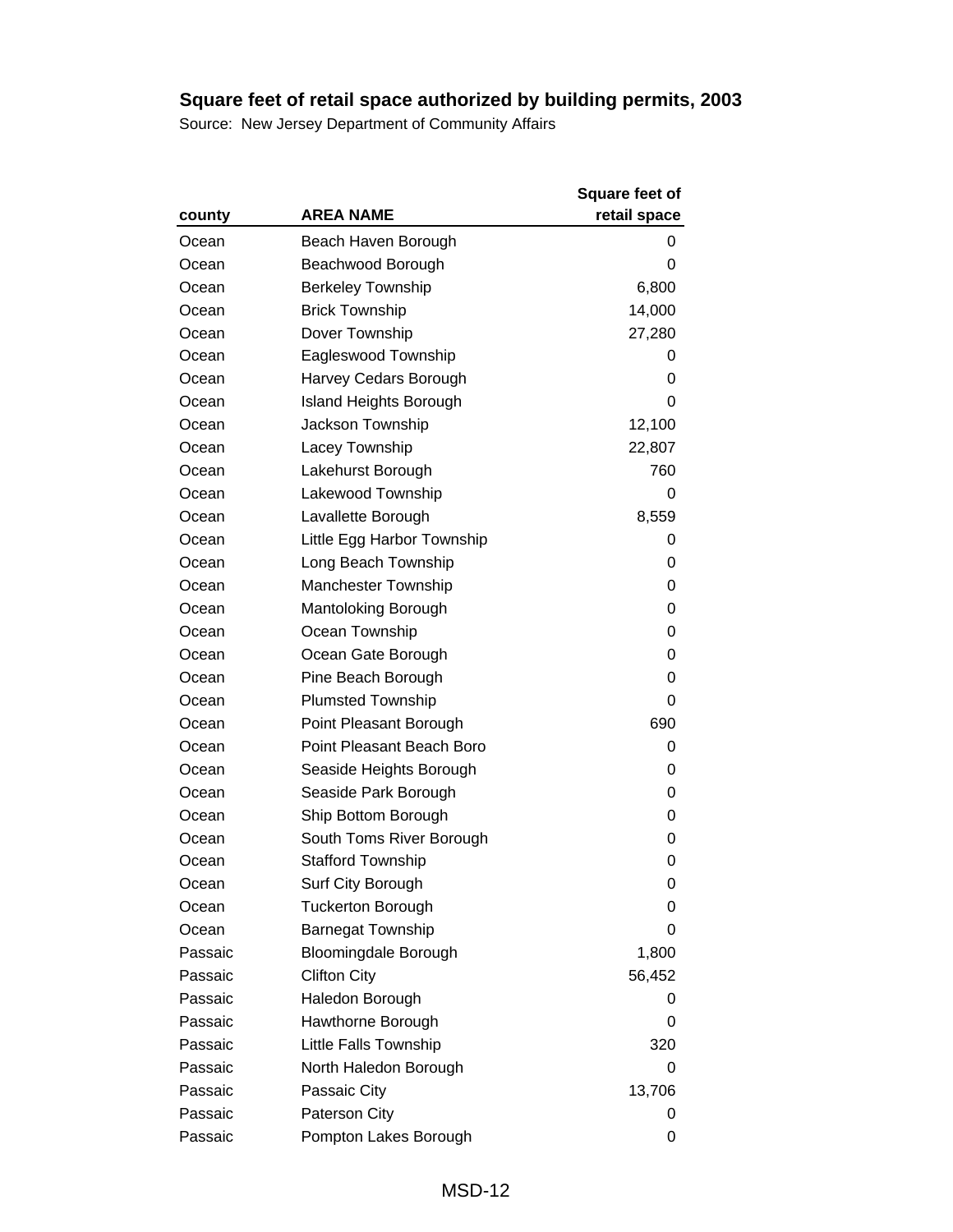## Square feet of retail space authorized by building permits, 2003

Source: New Jersey Department of Community Affairs

| county | AREA NAME | Square feet of retail space |
|---|---|---|
| Ocean | Beach Haven Borough | 0 |
| Ocean | Beachwood Borough | 0 |
| Ocean | Berkeley Township | 6,800 |
| Ocean | Brick Township | 14,000 |
| Ocean | Dover Township | 27,280 |
| Ocean | Eagleswood Township | 0 |
| Ocean | Harvey Cedars Borough | 0 |
| Ocean | Island Heights Borough | 0 |
| Ocean | Jackson Township | 12,100 |
| Ocean | Lacey Township | 22,807 |
| Ocean | Lakehurst Borough | 760 |
| Ocean | Lakewood Township | 0 |
| Ocean | Lavallette Borough | 8,559 |
| Ocean | Little Egg Harbor Township | 0 |
| Ocean | Long Beach Township | 0 |
| Ocean | Manchester Township | 0 |
| Ocean | Mantoloking Borough | 0 |
| Ocean | Ocean Township | 0 |
| Ocean | Ocean Gate Borough | 0 |
| Ocean | Pine Beach Borough | 0 |
| Ocean | Plumsted Township | 0 |
| Ocean | Point Pleasant Borough | 690 |
| Ocean | Point Pleasant Beach Boro | 0 |
| Ocean | Seaside Heights Borough | 0 |
| Ocean | Seaside Park Borough | 0 |
| Ocean | Ship Bottom Borough | 0 |
| Ocean | South Toms River Borough | 0 |
| Ocean | Stafford Township | 0 |
| Ocean | Surf City Borough | 0 |
| Ocean | Tuckerton Borough | 0 |
| Ocean | Barnegat Township | 0 |
| Passaic | Bloomingdale Borough | 1,800 |
| Passaic | Clifton City | 56,452 |
| Passaic | Haledon Borough | 0 |
| Passaic | Hawthorne Borough | 0 |
| Passaic | Little Falls Township | 320 |
| Passaic | North Haledon Borough | 0 |
| Passaic | Passaic City | 13,706 |
| Passaic | Paterson City | 0 |
| Passaic | Pompton Lakes Borough | 0 |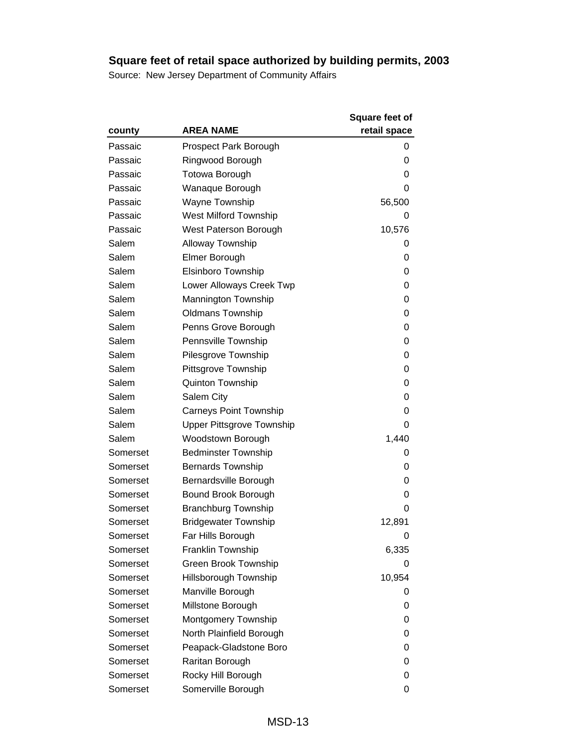## Square feet of retail space authorized by building permits, 2003

Source: New Jersey Department of Community Affairs

| county | AREA NAME | Square feet of retail space |
|---|---|---|
| Passaic | Prospect Park Borough | 0 |
| Passaic | Ringwood Borough | 0 |
| Passaic | Totowa Borough | 0 |
| Passaic | Wanaque Borough | 0 |
| Passaic | Wayne Township | 56,500 |
| Passaic | West Milford Township | 0 |
| Passaic | West Paterson Borough | 10,576 |
| Salem | Alloway Township | 0 |
| Salem | Elmer Borough | 0 |
| Salem | Elsinboro Township | 0 |
| Salem | Lower Alloways Creek Twp | 0 |
| Salem | Mannington Township | 0 |
| Salem | Oldmans Township | 0 |
| Salem | Penns Grove Borough | 0 |
| Salem | Pennsville Township | 0 |
| Salem | Pilesgrove Township | 0 |
| Salem | Pittsgrove Township | 0 |
| Salem | Quinton Township | 0 |
| Salem | Salem City | 0 |
| Salem | Carneys Point Township | 0 |
| Salem | Upper Pittsgrove Township | 0 |
| Salem | Woodstown Borough | 1,440 |
| Somerset | Bedminster Township | 0 |
| Somerset | Bernards Township | 0 |
| Somerset | Bernardsville Borough | 0 |
| Somerset | Bound Brook Borough | 0 |
| Somerset | Branchburg Township | 0 |
| Somerset | Bridgewater Township | 12,891 |
| Somerset | Far Hills Borough | 0 |
| Somerset | Franklin Township | 6,335 |
| Somerset | Green Brook Township | 0 |
| Somerset | Hillsborough Township | 10,954 |
| Somerset | Manville Borough | 0 |
| Somerset | Millstone Borough | 0 |
| Somerset | Montgomery Township | 0 |
| Somerset | North Plainfield Borough | 0 |
| Somerset | Peapack-Gladstone Boro | 0 |
| Somerset | Raritan Borough | 0 |
| Somerset | Rocky Hill Borough | 0 |
| Somerset | Somerville Borough | 0 |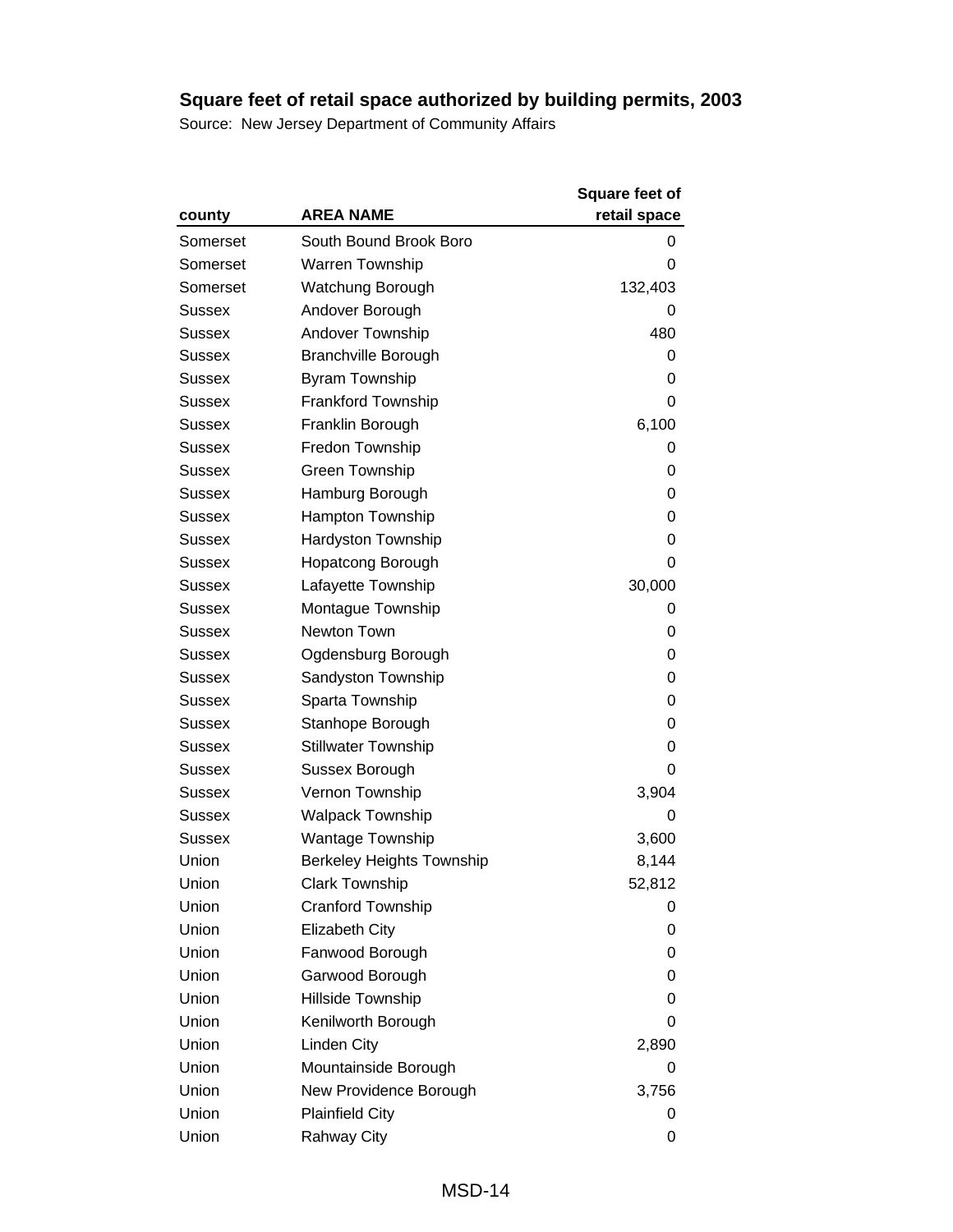## Square feet of retail space authorized by building permits, 2003

Source: New Jersey Department of Community Affairs

| county | AREA NAME | Square feet of retail space |
|---|---|---|
| Somerset | South Bound Brook Boro | 0 |
| Somerset | Warren Township | 0 |
| Somerset | Watchung Borough | 132,403 |
| Sussex | Andover Borough | 0 |
| Sussex | Andover Township | 480 |
| Sussex | Branchville Borough | 0 |
| Sussex | Byram Township | 0 |
| Sussex | Frankford Township | 0 |
| Sussex | Franklin Borough | 6,100 |
| Sussex | Fredon Township | 0 |
| Sussex | Green Township | 0 |
| Sussex | Hamburg Borough | 0 |
| Sussex | Hampton Township | 0 |
| Sussex | Hardyston Township | 0 |
| Sussex | Hopatcong Borough | 0 |
| Sussex | Lafayette Township | 30,000 |
| Sussex | Montague Township | 0 |
| Sussex | Newton Town | 0 |
| Sussex | Ogdensburg Borough | 0 |
| Sussex | Sandyston Township | 0 |
| Sussex | Sparta Township | 0 |
| Sussex | Stanhope Borough | 0 |
| Sussex | Stillwater Township | 0 |
| Sussex | Sussex Borough | 0 |
| Sussex | Vernon Township | 3,904 |
| Sussex | Walpack Township | 0 |
| Sussex | Wantage Township | 3,600 |
| Union | Berkeley Heights Township | 8,144 |
| Union | Clark Township | 52,812 |
| Union | Cranford Township | 0 |
| Union | Elizabeth City | 0 |
| Union | Fanwood Borough | 0 |
| Union | Garwood Borough | 0 |
| Union | Hillside Township | 0 |
| Union | Kenilworth Borough | 0 |
| Union | Linden City | 2,890 |
| Union | Mountainside Borough | 0 |
| Union | New Providence Borough | 3,756 |
| Union | Plainfield City | 0 |
| Union | Rahway City | 0 |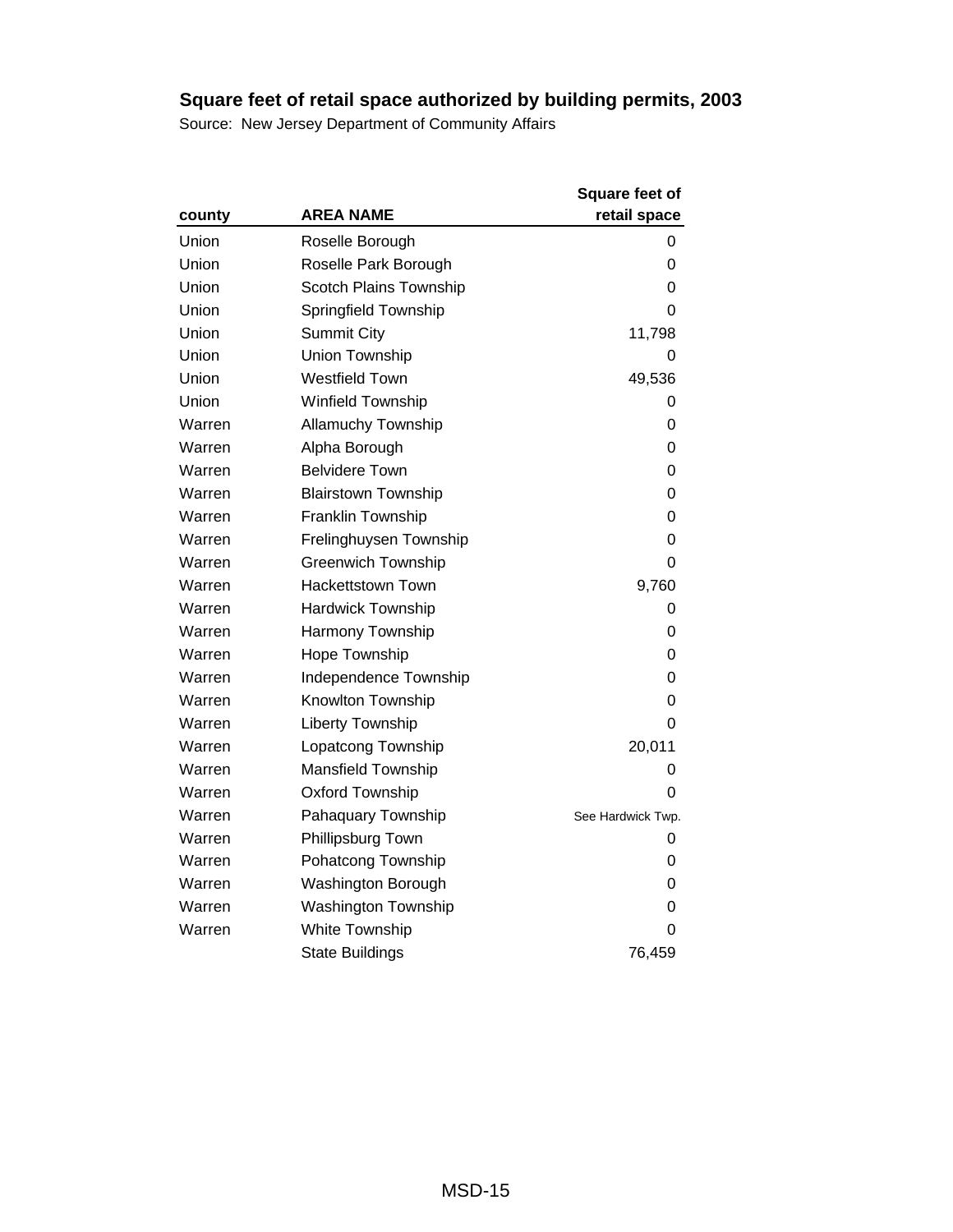## Square feet of retail space authorized by building permits, 2003

Source: New Jersey Department of Community Affairs

| county | AREA NAME | Square feet of retail space |
|---|---|---|
| Union | Roselle Borough | 0 |
| Union | Roselle Park Borough | 0 |
| Union | Scotch Plains Township | 0 |
| Union | Springfield Township | 0 |
| Union | Summit City | 11,798 |
| Union | Union Township | 0 |
| Union | Westfield Town | 49,536 |
| Union | Winfield Township | 0 |
| Warren | Allamuchy Township | 0 |
| Warren | Alpha Borough | 0 |
| Warren | Belvidere Town | 0 |
| Warren | Blairstown Township | 0 |
| Warren | Franklin Township | 0 |
| Warren | Frelinghuysen Township | 0 |
| Warren | Greenwich Township | 0 |
| Warren | Hackettstown Town | 9,760 |
| Warren | Hardwick Township | 0 |
| Warren | Harmony Township | 0 |
| Warren | Hope Township | 0 |
| Warren | Independence Township | 0 |
| Warren | Knowlton Township | 0 |
| Warren | Liberty Township | 0 |
| Warren | Lopatcong Township | 20,011 |
| Warren | Mansfield Township | 0 |
| Warren | Oxford Township | 0 |
| Warren | Pahaquary Township | See Hardwick Twp. |
| Warren | Phillipsburg Town | 0 |
| Warren | Pohatcong Township | 0 |
| Warren | Washington Borough | 0 |
| Warren | Washington Township | 0 |
| Warren | White Township | 0 |
| | State Buildings | 76,459 |